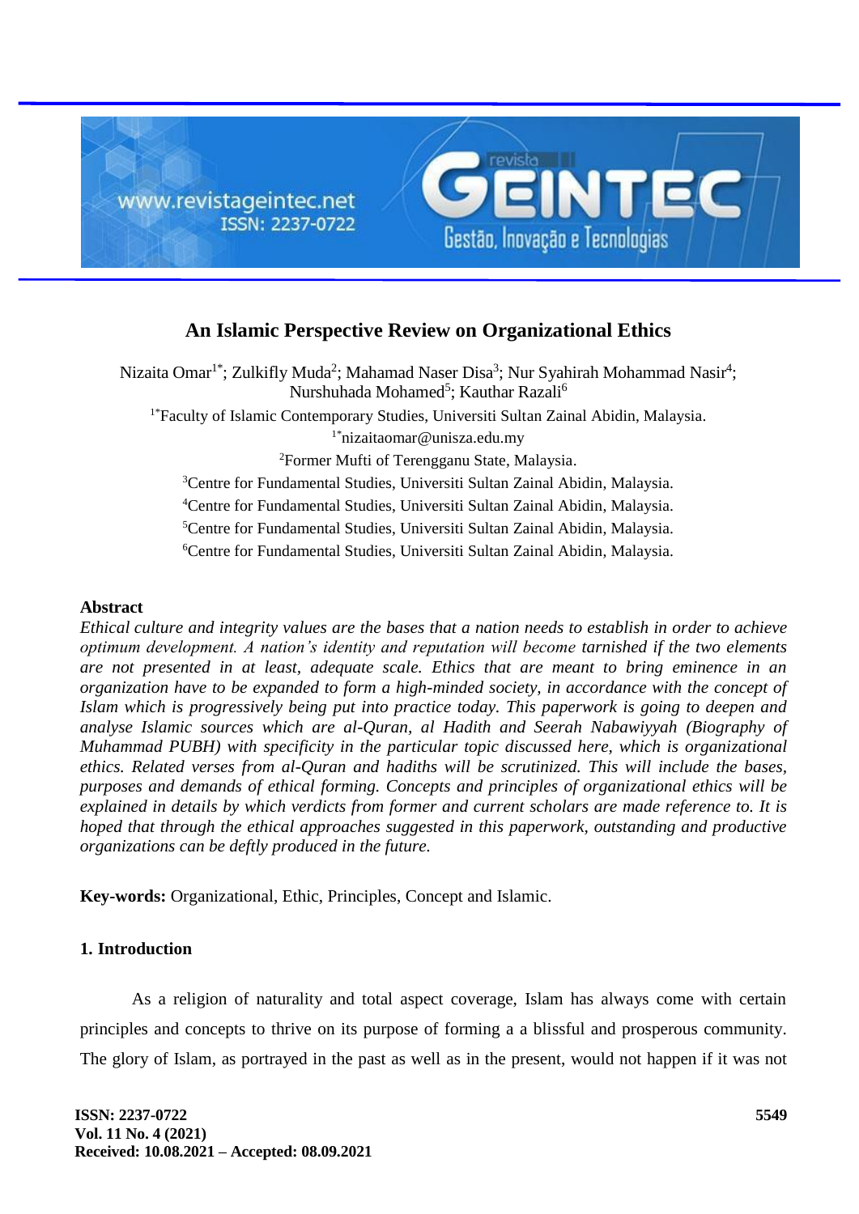# An Islamic Perspective Review on Organizational Ethics

Nizaita Omar[1*]; Zulkifly Muda[2]; Mahamad Naser Disa[3]; Nur Syahirah Mohammad Nasir[4]; Nurshuhada Mohamed[5]; Kauthar Razali[6]

[1*]Faculty of Islamic Contemporary Studies, Universiti Sultan Zainal Abidin, Malaysia.
[1*]nizaitaomar@unisza.edu.my

[2]Former Mufti of Terengganu State, Malaysia.

[3]Centre for Fundamental Studies, Universiti Sultan Zainal Abidin, Malaysia.

[4]Centre for Fundamental Studies, Universiti Sultan Zainal Abidin, Malaysia.

[5]Centre for Fundamental Studies, Universiti Sultan Zainal Abidin, Malaysia.

[6]Centre for Fundamental Studies, Universiti Sultan Zainal Abidin, Malaysia.

### Abstract

*Ethical culture and integrity values are the bases that a nation needs to establish in order to achieve optimum development. A nation's identity and reputation will become tarnished if the two elements are not presented in at least, adequate scale. Ethics that are meant to bring eminence in an organization have to be expanded to form a high-minded society, in accordance with the concept of Islam which is progressively being put into practice today. This paperwork is going to deepen and analyse Islamic sources which are al-Quran, al Hadith and Seerah Nabawiyyah (Biography of Muhammad PUBH) with specificity in the particular topic discussed here, which is organizational ethics. Related verses from al-Quran and hadiths will be scrutinized. This will include the bases, purposes and demands of ethical forming. Concepts and principles of organizational ethics will be explained in details by which verdicts from former and current scholars are made reference to. It is hoped that through the ethical approaches suggested in this paperwork, outstanding and productive organizations can be deftly produced in the future.*

**Key-words:** Organizational, Ethic, Principles, Concept and Islamic.

## 1. Introduction

As a religion of naturality and total aspect coverage, Islam has always come with certain principles and concepts to thrive on its purpose of forming a a blissful and prosperous community. The glory of Islam, as portrayed in the past as well as in the present, would not happen if it was not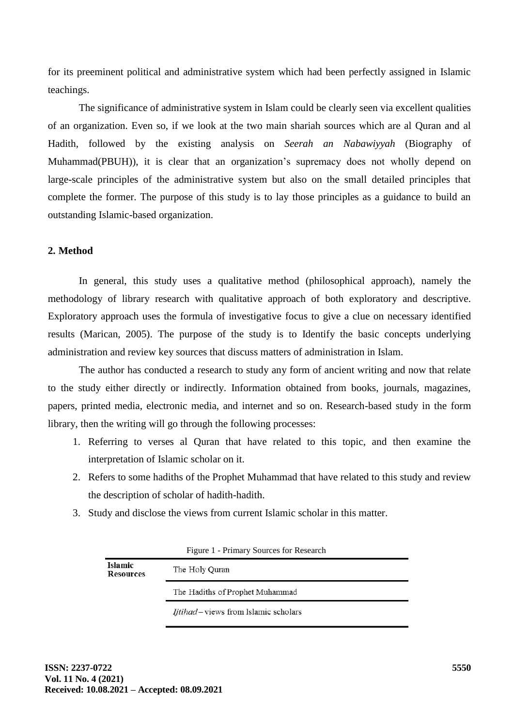for its preeminent political and administrative system which had been perfectly assigned in Islamic teachings.

The significance of administrative system in Islam could be clearly seen via excellent qualities of an organization. Even so, if we look at the two main shariah sources which are al Quran and al Hadith, followed by the existing analysis on *Seerah an Nabawiyyah* (Biography of Muhammad(PBUH)), it is clear that an organization's supremacy does not wholly depend on large-scale principles of the administrative system but also on the small detailed principles that complete the former. The purpose of this study is to lay those principles as a guidance to build an outstanding Islamic-based organization.

## 2. Method

In general, this study uses a qualitative method (philosophical approach), namely the methodology of library research with qualitative approach of both exploratory and descriptive. Exploratory approach uses the formula of investigative focus to give a clue on necessary identified results (Marican, 2005). The purpose of the study is to Identify the basic concepts underlying administration and review key sources that discuss matters of administration in Islam.

The author has conducted a research to study any form of ancient writing and now that relate to the study either directly or indirectly. Information obtained from books, journals, magazines, papers, printed media, electronic media, and internet and so on. Research-based study in the form library, then the writing will go through the following processes:

1. Referring to verses al Quran that have related to this topic, and then examine the interpretation of Islamic scholar on it.
2. Refers to some hadiths of the Prophet Muhammad that have related to this study and review the description of scholar of hadith-hadith.
3. Study and disclose the views from current Islamic scholar in this matter.

Figure 1 - Primary Sources for Research

| Islamic Resources | The Holy Quran |
|---|---|
| | The Hadiths of Prophet Muhammad |
| | *Ijtihad* – views from Islamic scholars |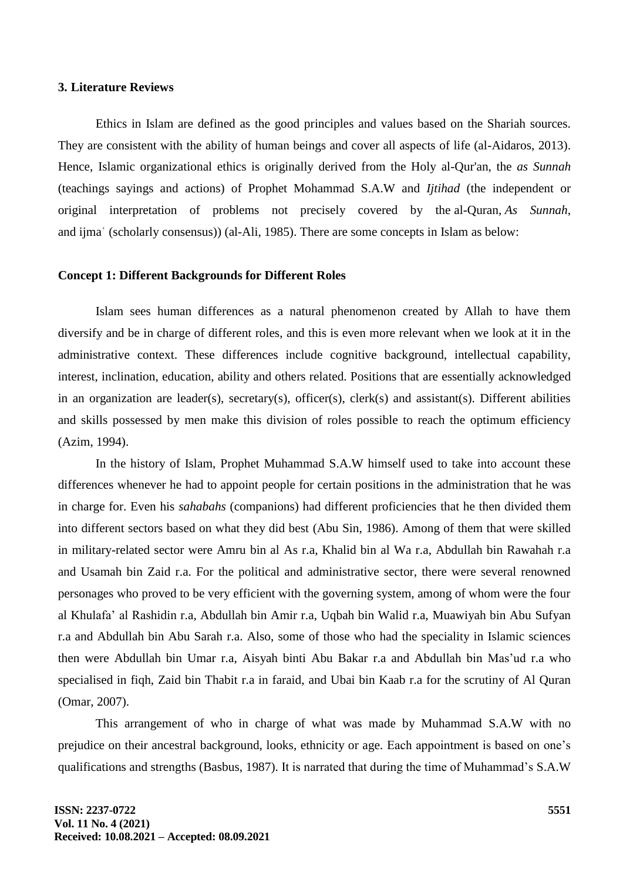### 3. Literature Reviews

Ethics in Islam are defined as the good principles and values based on the Shariah sources. They are consistent with the ability of human beings and cover all aspects of life (al-Aidaros, 2013). Hence, Islamic organizational ethics is originally derived from the Holy al-Qur'an, the *as Sunnah* (teachings sayings and actions) of Prophet Mohammad S.A.W and *Ijtihad* (the independent or original interpretation of problems not precisely covered by the al-Quran, *As Sunnah*, and ijmaʿ (scholarly consensus)) (al-Ali, 1985). There are some concepts in Islam as below:

**Concept 1: Different Backgrounds for Different Roles**

Islam sees human differences as a natural phenomenon created by Allah to have them diversify and be in charge of different roles, and this is even more relevant when we look at it in the administrative context. These differences include cognitive background, intellectual capability, interest, inclination, education, ability and others related. Positions that are essentially acknowledged in an organization are leader(s), secretary(s), officer(s), clerk(s) and assistant(s). Different abilities and skills possessed by men make this division of roles possible to reach the optimum efficiency (Azim, 1994).

In the history of Islam, Prophet Muhammad S.A.W himself used to take into account these differences whenever he had to appoint people for certain positions in the administration that he was in charge for. Even his *sahabahs* (companions) had different proficiencies that he then divided them into different sectors based on what they did best (Abu Sin, 1986). Among of them that were skilled in military-related sector were Amru bin al As r.a, Khalid bin al Wa r.a, Abdullah bin Rawahah r.a and Usamah bin Zaid r.a. For the political and administrative sector, there were several renowned personages who proved to be very efficient with the governing system, among of whom were the four al Khulafa' al Rashidin r.a, Abdullah bin Amir r.a, Uqbah bin Walid r.a, Muawiyah bin Abu Sufyan r.a and Abdullah bin Abu Sarah r.a. Also, some of those who had the speciality in Islamic sciences then were Abdullah bin Umar r.a, Aisyah binti Abu Bakar r.a and Abdullah bin Mas'ud r.a who specialised in fiqh, Zaid bin Thabit r.a in faraid, and Ubai bin Kaab r.a for the scrutiny of Al Quran (Omar, 2007).

This arrangement of who in charge of what was made by Muhammad S.A.W with no prejudice on their ancestral background, looks, ethnicity or age. Each appointment is based on one's qualifications and strengths (Basbus, 1987). It is narrated that during the time of Muhammad's S.A.W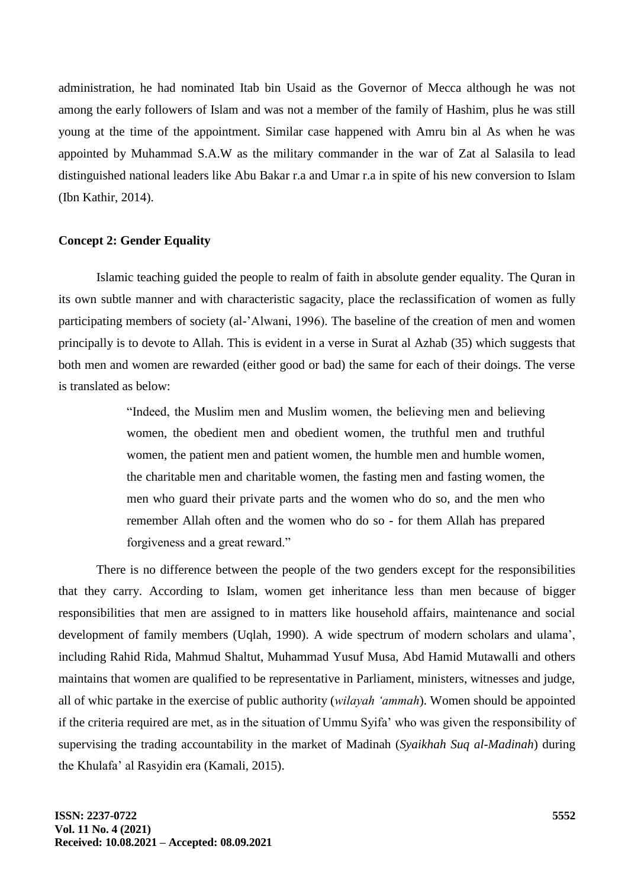administration, he had nominated Itab bin Usaid as the Governor of Mecca although he was not among the early followers of Islam and was not a member of the family of Hashim, plus he was still young at the time of the appointment. Similar case happened with Amru bin al As when he was appointed by Muhammad S.A.W as the military commander in the war of Zat al Salasila to lead distinguished national leaders like Abu Bakar r.a and Umar r.a in spite of his new conversion to Islam (Ibn Kathir, 2014).

**Concept 2: Gender Equality**

Islamic teaching guided the people to realm of faith in absolute gender equality. The Quran in its own subtle manner and with characteristic sagacity, place the reclassification of women as fully participating members of society (al-'Alwani, 1996). The baseline of the creation of men and women principally is to devote to Allah. This is evident in a verse in Surat al Azhab (35) which suggests that both men and women are rewarded (either good or bad) the same for each of their doings. The verse is translated as below:

> "Indeed, the Muslim men and Muslim women, the believing men and believing women, the obedient men and obedient women, the truthful men and truthful women, the patient men and patient women, the humble men and humble women, the charitable men and charitable women, the fasting men and fasting women, the men who guard their private parts and the women who do so, and the men who remember Allah often and the women who do so - for them Allah has prepared forgiveness and a great reward."

There is no difference between the people of the two genders except for the responsibilities that they carry. According to Islam, women get inheritance less than men because of bigger responsibilities that men are assigned to in matters like household affairs, maintenance and social development of family members (Uqlah, 1990). A wide spectrum of modern scholars and ulama', including Rahid Rida, Mahmud Shaltut, Muhammad Yusuf Musa, Abd Hamid Mutawalli and others maintains that women are qualified to be representative in Parliament, ministers, witnesses and judge, all of whic partake in the exercise of public authority (*wilayah 'ammah*). Women should be appointed if the criteria required are met, as in the situation of Ummu Syifa' who was given the responsibility of supervising the trading accountability in the market of Madinah (*Syaikhah Suq al-Madinah*) during the Khulafa' al Rasyidin era (Kamali, 2015).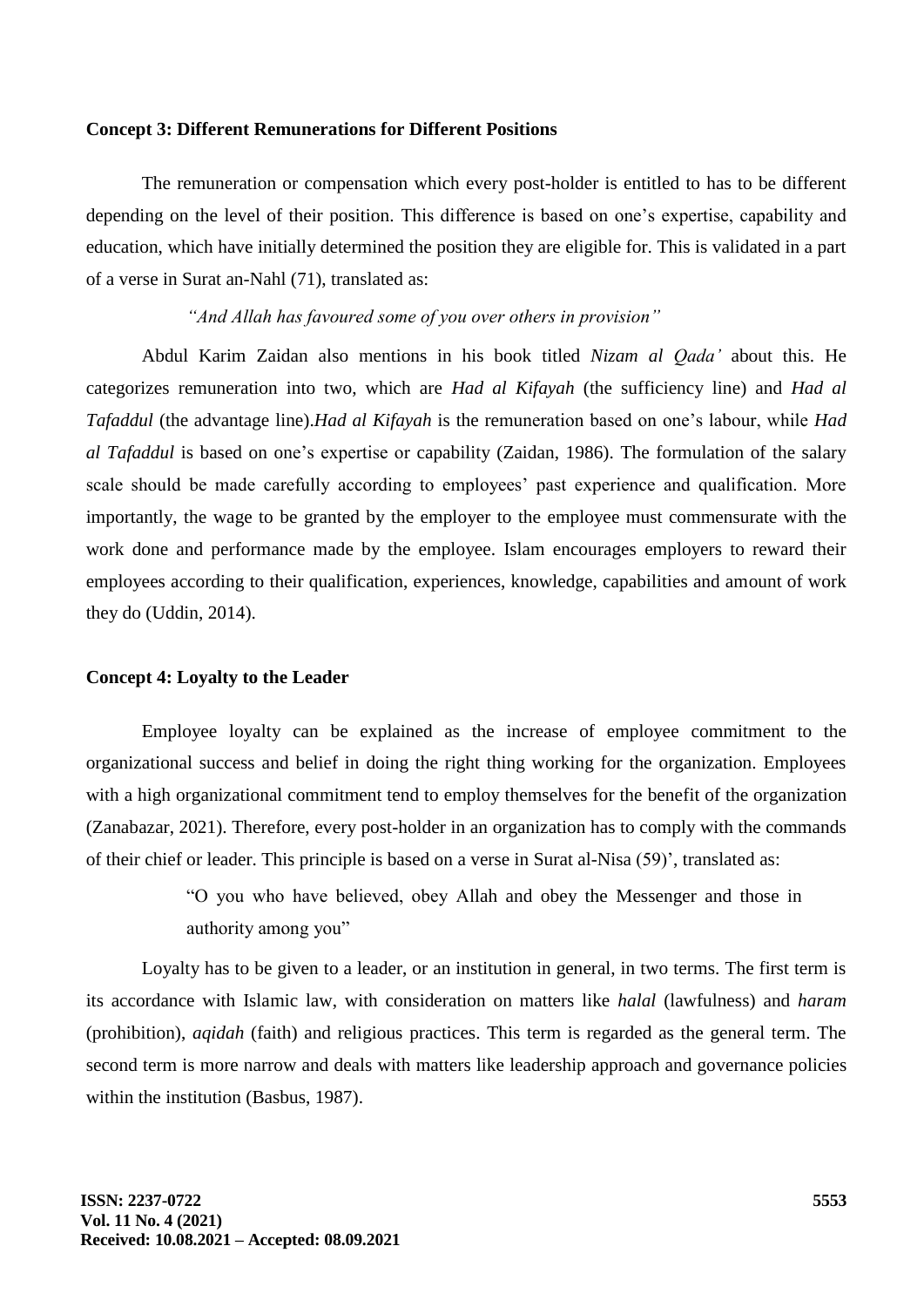**Concept 3: Different Remunerations for Different Positions**

The remuneration or compensation which every post-holder is entitled to has to be different depending on the level of their position. This difference is based on one's expertise, capability and education, which have initially determined the position they are eligible for. This is validated in a part of a verse in Surat an-Nahl (71), translated as:

*"And Allah has favoured some of you over others in provision"*

Abdul Karim Zaidan also mentions in his book titled *Nizam al Qada'* about this. He categorizes remuneration into two, which are *Had al Kifayah* (the sufficiency line) and *Had al Tafaddul* (the advantage line).*Had al Kifayah* is the remuneration based on one's labour, while *Had al Tafaddul* is based on one's expertise or capability (Zaidan, 1986). The formulation of the salary scale should be made carefully according to employees' past experience and qualification. More importantly, the wage to be granted by the employer to the employee must commensurate with the work done and performance made by the employee. Islam encourages employers to reward their employees according to their qualification, experiences, knowledge, capabilities and amount of work they do (Uddin, 2014).

**Concept 4: Loyalty to the Leader**

Employee loyalty can be explained as the increase of employee commitment to the organizational success and belief in doing the right thing working for the organization. Employees with a high organizational commitment tend to employ themselves for the benefit of the organization (Zanabazar, 2021). Therefore, every post-holder in an organization has to comply with the commands of their chief or leader. This principle is based on a verse in Surat al-Nisa (59)', translated as:

> "O you who have believed, obey Allah and obey the Messenger and those in authority among you"

Loyalty has to be given to a leader, or an institution in general, in two terms. The first term is its accordance with Islamic law, with consideration on matters like *halal* (lawfulness) and *haram* (prohibition), *aqidah* (faith) and religious practices. This term is regarded as the general term. The second term is more narrow and deals with matters like leadership approach and governance policies within the institution (Basbus, 1987).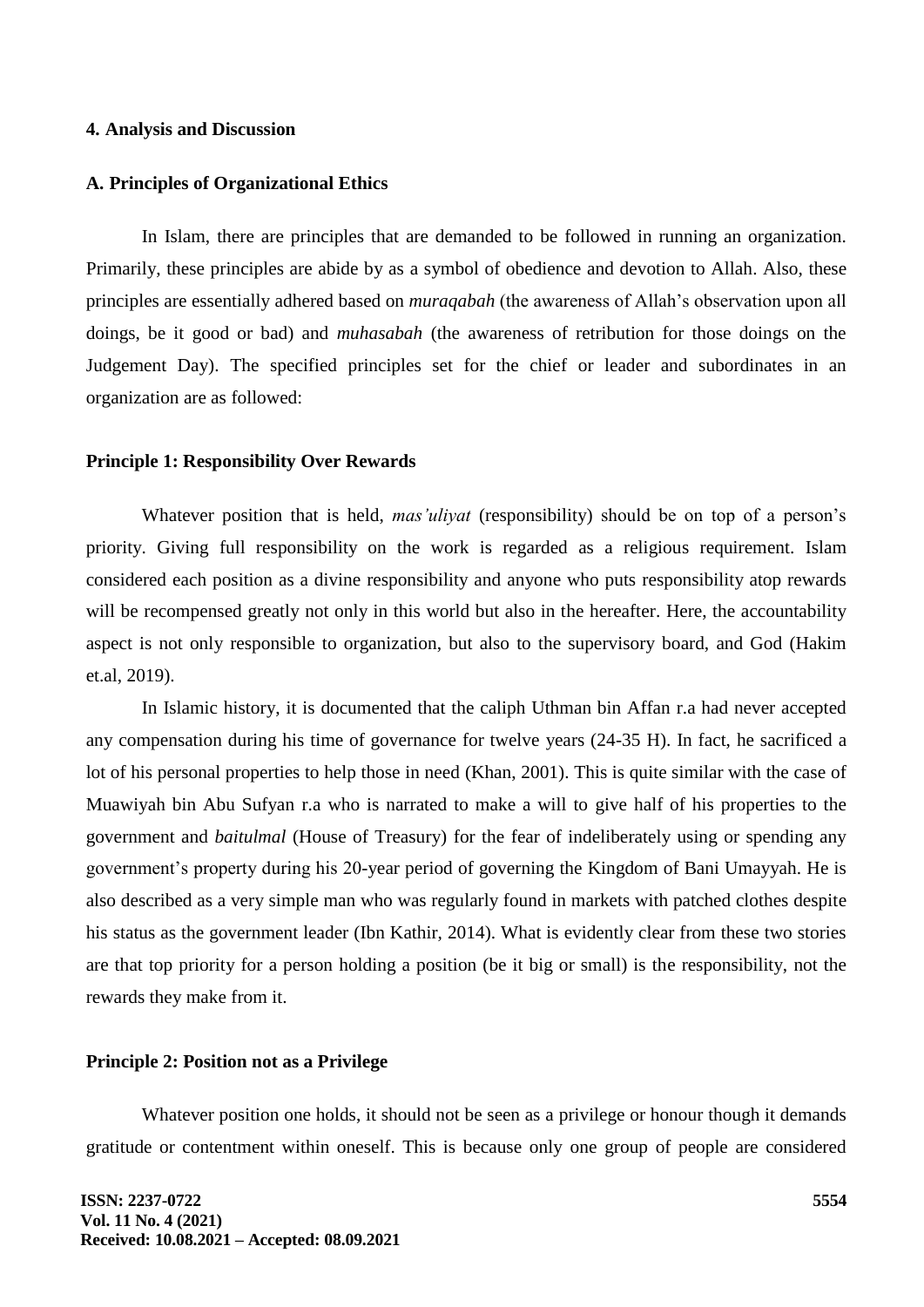## 4. Analysis and Discussion

### A. Principles of Organizational Ethics

In Islam, there are principles that are demanded to be followed in running an organization. Primarily, these principles are abide by as a symbol of obedience and devotion to Allah. Also, these principles are essentially adhered based on *muraqabah* (the awareness of Allah's observation upon all doings, be it good or bad) and *muhasabah* (the awareness of retribution for those doings on the Judgement Day). The specified principles set for the chief or leader and subordinates in an organization are as followed:

#### Principle 1: Responsibility Over Rewards

Whatever position that is held, *mas'uliyat* (responsibility) should be on top of a person's priority. Giving full responsibility on the work is regarded as a religious requirement. Islam considered each position as a divine responsibility and anyone who puts responsibility atop rewards will be recompensed greatly not only in this world but also in the hereafter. Here, the accountability aspect is not only responsible to organization, but also to the supervisory board, and God (Hakim et.al, 2019).

In Islamic history, it is documented that the caliph Uthman bin Affan r.a had never accepted any compensation during his time of governance for twelve years (24-35 H). In fact, he sacrificed a lot of his personal properties to help those in need (Khan, 2001). This is quite similar with the case of Muawiyah bin Abu Sufyan r.a who is narrated to make a will to give half of his properties to the government and *baitulmal* (House of Treasury) for the fear of indeliberately using or spending any government's property during his 20-year period of governing the Kingdom of Bani Umayyah. He is also described as a very simple man who was regularly found in markets with patched clothes despite his status as the government leader (Ibn Kathir, 2014). What is evidently clear from these two stories are that top priority for a person holding a position (be it big or small) is the responsibility, not the rewards they make from it.

#### Principle 2: Position not as a Privilege

Whatever position one holds, it should not be seen as a privilege or honour though it demands gratitude or contentment within oneself. This is because only one group of people are considered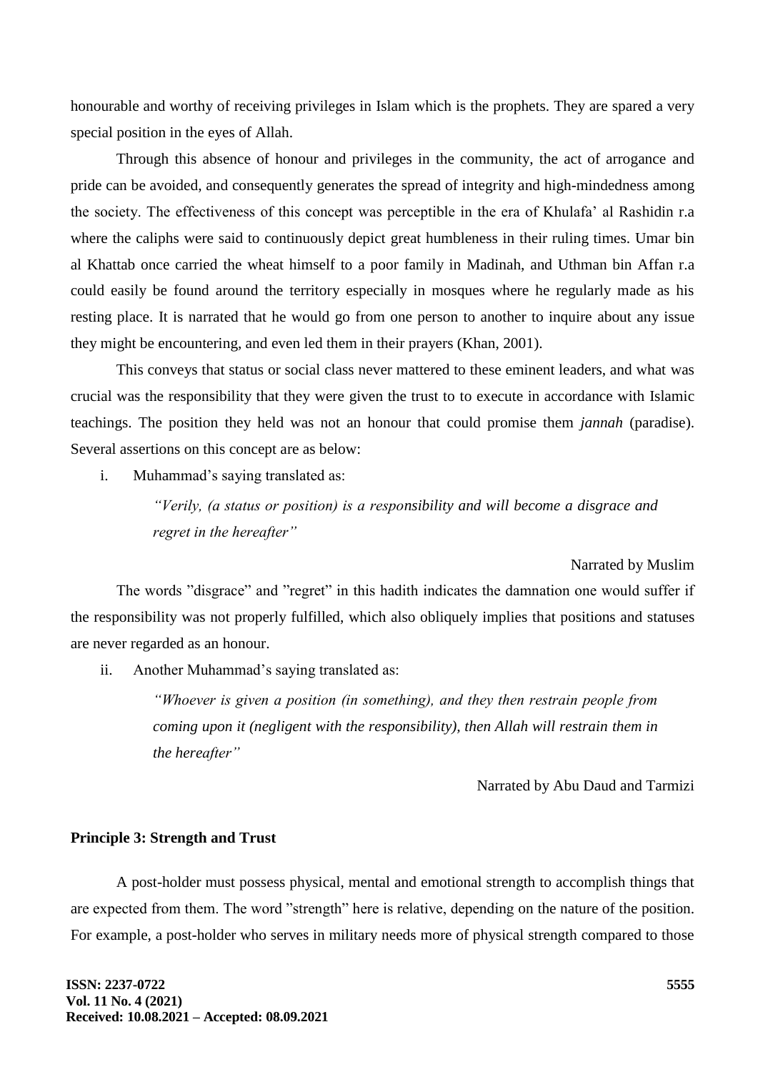honourable and worthy of receiving privileges in Islam which is the prophets. They are spared a very special position in the eyes of Allah.

Through this absence of honour and privileges in the community, the act of arrogance and pride can be avoided, and consequently generates the spread of integrity and high-mindedness among the society. The effectiveness of this concept was perceptible in the era of Khulafa' al Rashidin r.a where the caliphs were said to continuously depict great humbleness in their ruling times. Umar bin al Khattab once carried the wheat himself to a poor family in Madinah, and Uthman bin Affan r.a could easily be found around the territory especially in mosques where he regularly made as his resting place. It is narrated that he would go from one person to another to inquire about any issue they might be encountering, and even led them in their prayers (Khan, 2001).

This conveys that status or social class never mattered to these eminent leaders, and what was crucial was the responsibility that they were given the trust to to execute in accordance with Islamic teachings. The position they held was not an honour that could promise them *jannah* (paradise). Several assertions on this concept are as below:

i. Muhammad's saying translated as:

> *"Verily, (a status or position) is a responsibility and will become a disgrace and regret in the hereafter"*
>
> Narrated by Muslim

The words "disgrace" and "regret" in this hadith indicates the damnation one would suffer if the responsibility was not properly fulfilled, which also obliquely implies that positions and statuses are never regarded as an honour.

ii. Another Muhammad's saying translated as:

> *"Whoever is given a position (in something), and they then restrain people from coming upon it (negligent with the responsibility), then Allah will restrain them in the hereafter"*
>
> Narrated by Abu Daud and Tarmizi

**Principle 3: Strength and Trust**

A post-holder must possess physical, mental and emotional strength to accomplish things that are expected from them. The word "strength" here is relative, depending on the nature of the position. For example, a post-holder who serves in military needs more of physical strength compared to those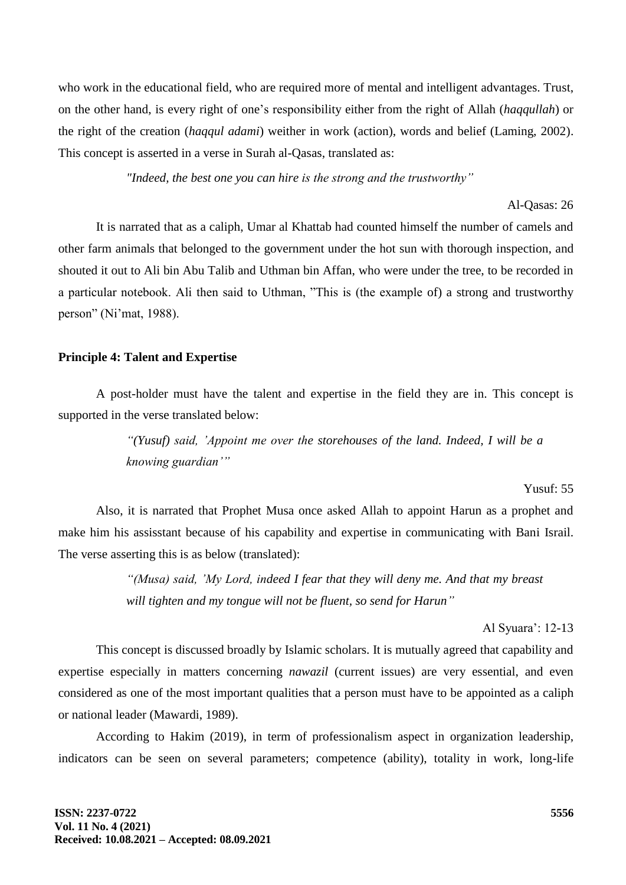who work in the educational field, who are required more of mental and intelligent advantages. Trust, on the other hand, is every right of one's responsibility either from the right of Allah (*haqqullah*) or the right of the creation (*haqqul adami*) weither in work (action), words and belief (Laming, 2002). This concept is asserted in a verse in Surah al-Qasas, translated as:

> *"Indeed, the best one you can hire is the strong and the trustworthy"*
>
> Al-Qasas: 26

It is narrated that as a caliph, Umar al Khattab had counted himself the number of camels and other farm animals that belonged to the government under the hot sun with thorough inspection, and shouted it out to Ali bin Abu Talib and Uthman bin Affan, who were under the tree, to be recorded in a particular notebook. Ali then said to Uthman, "This is (the example of) a strong and trustworthy person" (Ni'mat, 1988).

**Principle 4: Talent and Expertise**

A post-holder must have the talent and expertise in the field they are in. This concept is supported in the verse translated below:

> *"(Yusuf) said, 'Appoint me over the storehouses of the land. Indeed, I will be a knowing guardian'"*
>
> Yusuf: 55

Also, it is narrated that Prophet Musa once asked Allah to appoint Harun as a prophet and make him his assisstant because of his capability and expertise in communicating with Bani Israil. The verse asserting this is as below (translated):

> *"(Musa) said, 'My Lord, indeed I fear that they will deny me. And that my breast will tighten and my tongue will not be fluent, so send for Harun"*
>
> Al Syuara': 12-13

This concept is discussed broadly by Islamic scholars. It is mutually agreed that capability and expertise especially in matters concerning *nawazil* (current issues) are very essential, and even considered as one of the most important qualities that a person must have to be appointed as a caliph or national leader (Mawardi, 1989).

According to Hakim (2019), in term of professionalism aspect in organization leadership, indicators can be seen on several parameters; competence (ability), totality in work, long-life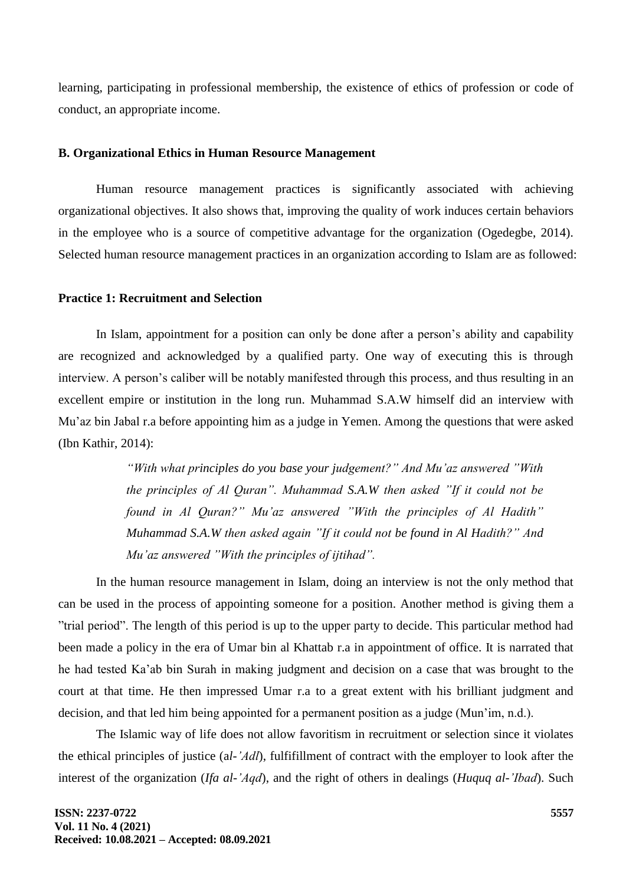learning, participating in professional membership, the existence of ethics of profession or code of conduct, an appropriate income.

### B. Organizational Ethics in Human Resource Management

Human resource management practices is significantly associated with achieving organizational objectives. It also shows that, improving the quality of work induces certain behaviors in the employee who is a source of competitive advantage for the organization (Ogedegbe, 2014). Selected human resource management practices in an organization according to Islam are as followed:

#### Practice 1: Recruitment and Selection

In Islam, appointment for a position can only be done after a person's ability and capability are recognized and acknowledged by a qualified party. One way of executing this is through interview. A person's caliber will be notably manifested through this process, and thus resulting in an excellent empire or institution in the long run. Muhammad S.A.W himself did an interview with Mu'az bin Jabal r.a before appointing him as a judge in Yemen. Among the questions that were asked (Ibn Kathir, 2014):

> *"With what principles do you base your judgement?" And Mu'az answered "With the principles of Al Quran". Muhammad S.A.W then asked "If it could not be found in Al Quran?" Mu'az answered "With the principles of Al Hadith" Muhammad S.A.W then asked again "If it could not be found in Al Hadith?" And Mu'az answered "With the principles of ijtihad".*

In the human resource management in Islam, doing an interview is not the only method that can be used in the process of appointing someone for a position. Another method is giving them a "trial period". The length of this period is up to the upper party to decide. This particular method had been made a policy in the era of Umar bin al Khattab r.a in appointment of office. It is narrated that he had tested Ka'ab bin Surah in making judgment and decision on a case that was brought to the court at that time. He then impressed Umar r.a to a great extent with his brilliant judgment and decision, and that led him being appointed for a permanent position as a judge (Mun'im, n.d.).

The Islamic way of life does not allow favoritism in recruitment or selection since it violates the ethical principles of justice (a*l-'Adl*), fulfifillment of contract with the employer to look after the interest of the organization (*Ifa al-'Aqd*), and the right of others in dealings (*Huquq al-'Ibad*). Such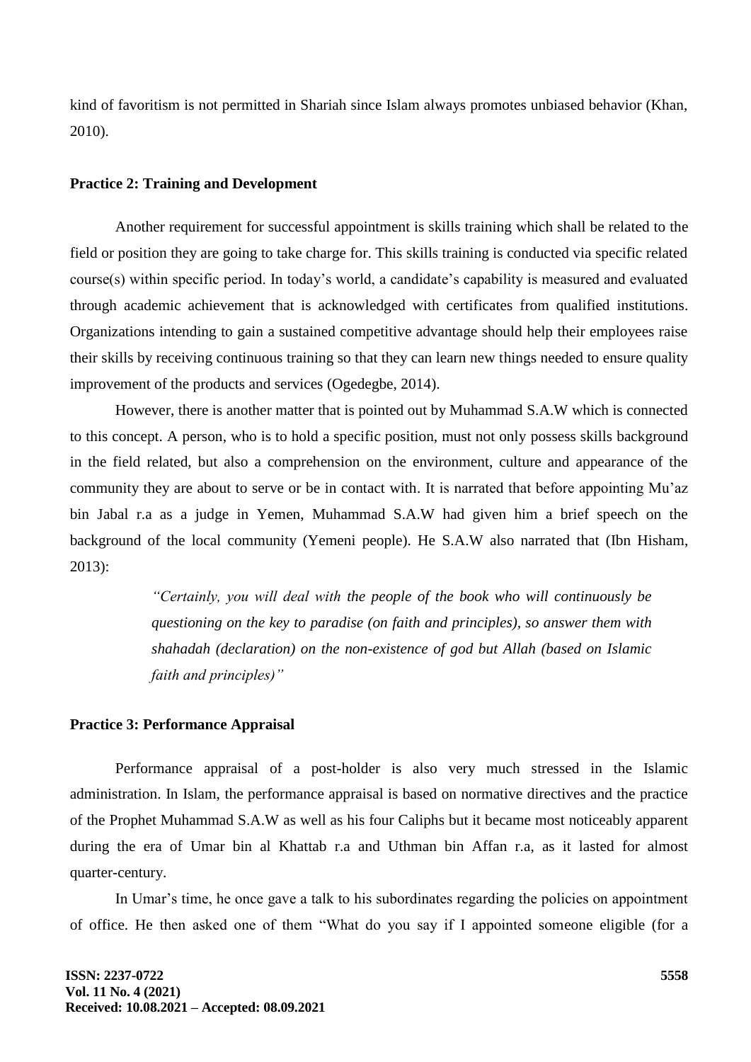kind of favoritism is not permitted in Shariah since Islam always promotes unbiased behavior (Khan, 2010).

**Practice 2: Training and Development**

Another requirement for successful appointment is skills training which shall be related to the field or position they are going to take charge for. This skills training is conducted via specific related course(s) within specific period. In today's world, a candidate's capability is measured and evaluated through academic achievement that is acknowledged with certificates from qualified institutions. Organizations intending to gain a sustained competitive advantage should help their employees raise their skills by receiving continuous training so that they can learn new things needed to ensure quality improvement of the products and services (Ogedegbe, 2014).

However, there is another matter that is pointed out by Muhammad S.A.W which is connected to this concept. A person, who is to hold a specific position, must not only possess skills background in the field related, but also a comprehension on the environment, culture and appearance of the community they are about to serve or be in contact with. It is narrated that before appointing Mu'az bin Jabal r.a as a judge in Yemen, Muhammad S.A.W had given him a brief speech on the background of the local community (Yemeni people). He S.A.W also narrated that (Ibn Hisham, 2013):

> *"Certainly, you will deal with the people of the book who will continuously be questioning on the key to paradise (on faith and principles), so answer them with shahadah (declaration) on the non-existence of god but Allah (based on Islamic faith and principles)"*

**Practice 3: Performance Appraisal**

Performance appraisal of a post-holder is also very much stressed in the Islamic administration. In Islam, the performance appraisal is based on normative directives and the practice of the Prophet Muhammad S.A.W as well as his four Caliphs but it became most noticeably apparent during the era of Umar bin al Khattab r.a and Uthman bin Affan r.a, as it lasted for almost quarter-century.

In Umar's time, he once gave a talk to his subordinates regarding the policies on appointment of office. He then asked one of them "What do you say if I appointed someone eligible (for a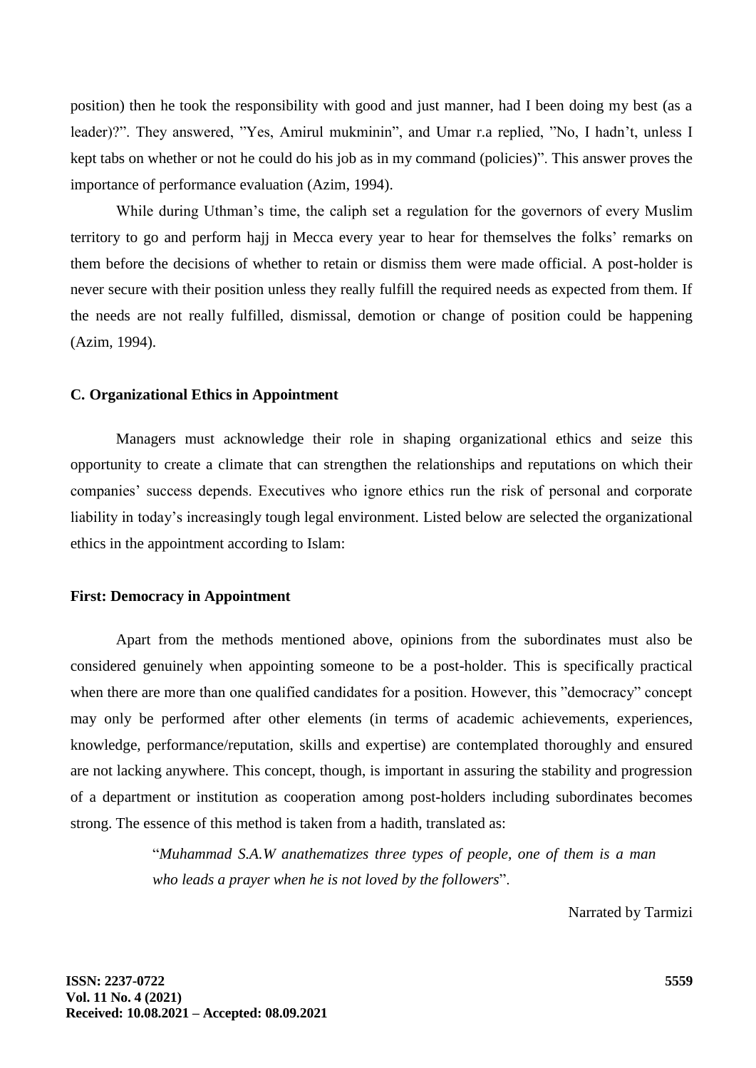position) then he took the responsibility with good and just manner, had I been doing my best (as a leader)?". They answered, "Yes, Amirul mukminin", and Umar r.a replied, "No, I hadn't, unless I kept tabs on whether or not he could do his job as in my command (policies)". This answer proves the importance of performance evaluation (Azim, 1994).

While during Uthman's time, the caliph set a regulation for the governors of every Muslim territory to go and perform hajj in Mecca every year to hear for themselves the folks' remarks on them before the decisions of whether to retain or dismiss them were made official. A post-holder is never secure with their position unless they really fulfill the required needs as expected from them. If the needs are not really fulfilled, dismissal, demotion or change of position could be happening (Azim, 1994).

### C. Organizational Ethics in Appointment

Managers must acknowledge their role in shaping organizational ethics and seize this opportunity to create a climate that can strengthen the relationships and reputations on which their companies' success depends. Executives who ignore ethics run the risk of personal and corporate liability in today's increasingly tough legal environment. Listed below are selected the organizational ethics in the appointment according to Islam:

#### First: Democracy in Appointment

Apart from the methods mentioned above, opinions from the subordinates must also be considered genuinely when appointing someone to be a post-holder. This is specifically practical when there are more than one qualified candidates for a position. However, this "democracy" concept may only be performed after other elements (in terms of academic achievements, experiences, knowledge, performance/reputation, skills and expertise) are contemplated thoroughly and ensured are not lacking anywhere. This concept, though, is important in assuring the stability and progression of a department or institution as cooperation among post-holders including subordinates becomes strong. The essence of this method is taken from a hadith, translated as:

> "*Muhammad S.A.W anathematizes three types of people, one of them is a man who leads a prayer when he is not loved by the followers*".
>
> Narrated by Tarmizi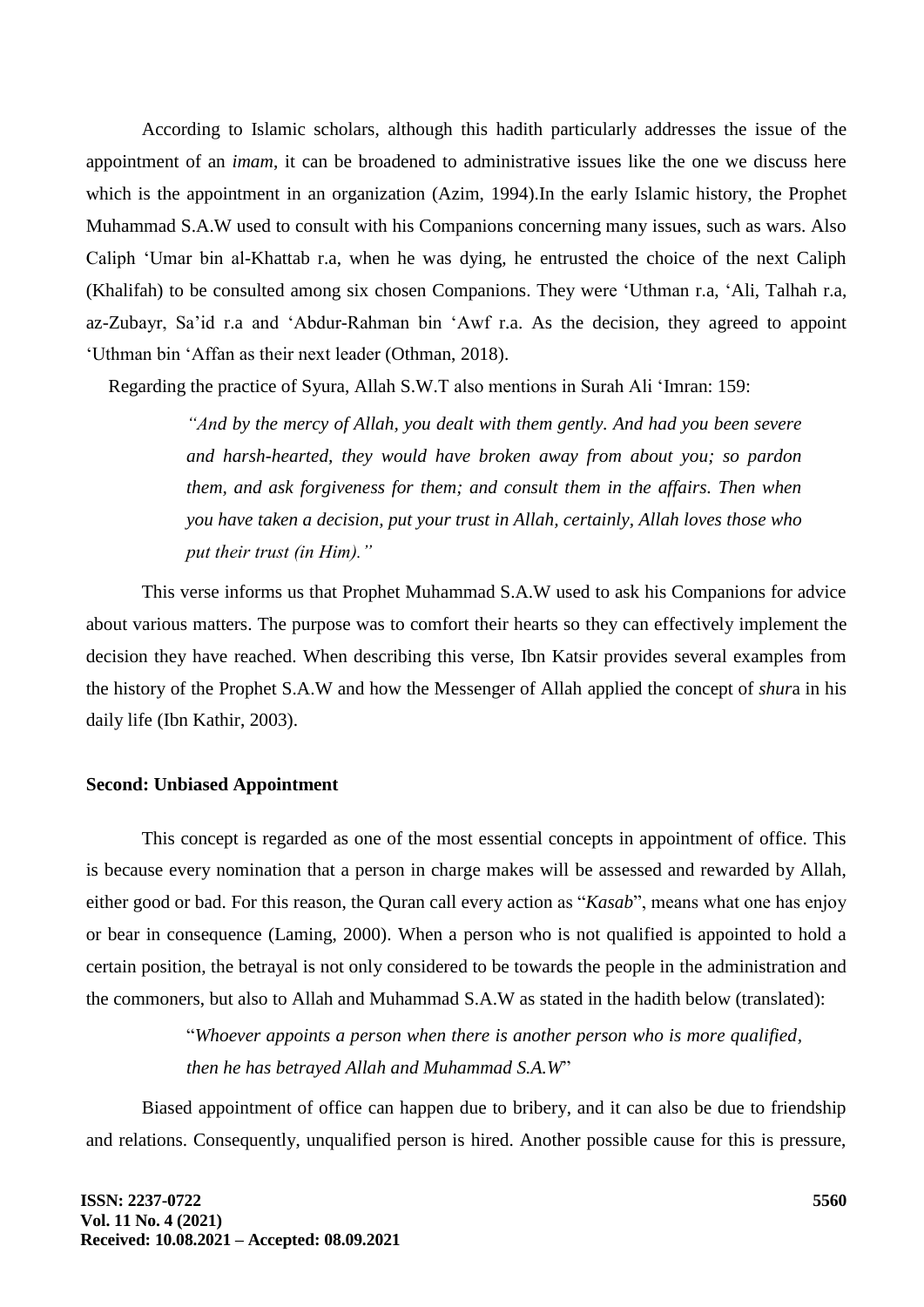According to Islamic scholars, although this hadith particularly addresses the issue of the appointment of an *imam*, it can be broadened to administrative issues like the one we discuss here which is the appointment in an organization (Azim, 1994).In the early Islamic history, the Prophet Muhammad S.A.W used to consult with his Companions concerning many issues, such as wars. Also Caliph 'Umar bin al-Khattab r.a, when he was dying, he entrusted the choice of the next Caliph (Khalifah) to be consulted among six chosen Companions. They were 'Uthman r.a, 'Ali, Talhah r.a, az-Zubayr, Sa'id r.a and 'Abdur-Rahman bin 'Awf r.a. As the decision, they agreed to appoint 'Uthman bin 'Affan as their next leader (Othman, 2018).

Regarding the practice of Syura, Allah S.W.T also mentions in Surah Ali 'Imran: 159:

> *"And by the mercy of Allah, you dealt with them gently. And had you been severe and harsh-hearted, they would have broken away from about you; so pardon them, and ask forgiveness for them; and consult them in the affairs. Then when you have taken a decision, put your trust in Allah, certainly, Allah loves those who put their trust (in Him)."*

This verse informs us that Prophet Muhammad S.A.W used to ask his Companions for advice about various matters. The purpose was to comfort their hearts so they can effectively implement the decision they have reached. When describing this verse, Ibn Katsir provides several examples from the history of the Prophet S.A.W and how the Messenger of Allah applied the concept of *shur*a in his daily life (Ibn Kathir, 2003).

**Second: Unbiased Appointment**

This concept is regarded as one of the most essential concepts in appointment of office. This is because every nomination that a person in charge makes will be assessed and rewarded by Allah, either good or bad. For this reason, the Quran call every action as "*Kasab*", means what one has enjoy or bear in consequence (Laming, 2000). When a person who is not qualified is appointed to hold a certain position, the betrayal is not only considered to be towards the people in the administration and the commoners, but also to Allah and Muhammad S.A.W as stated in the hadith below (translated):

> "*Whoever appoints a person when there is another person who is more qualified, then he has betrayed Allah and Muhammad S.A.W*"

Biased appointment of office can happen due to bribery, and it can also be due to friendship and relations. Consequently, unqualified person is hired. Another possible cause for this is pressure,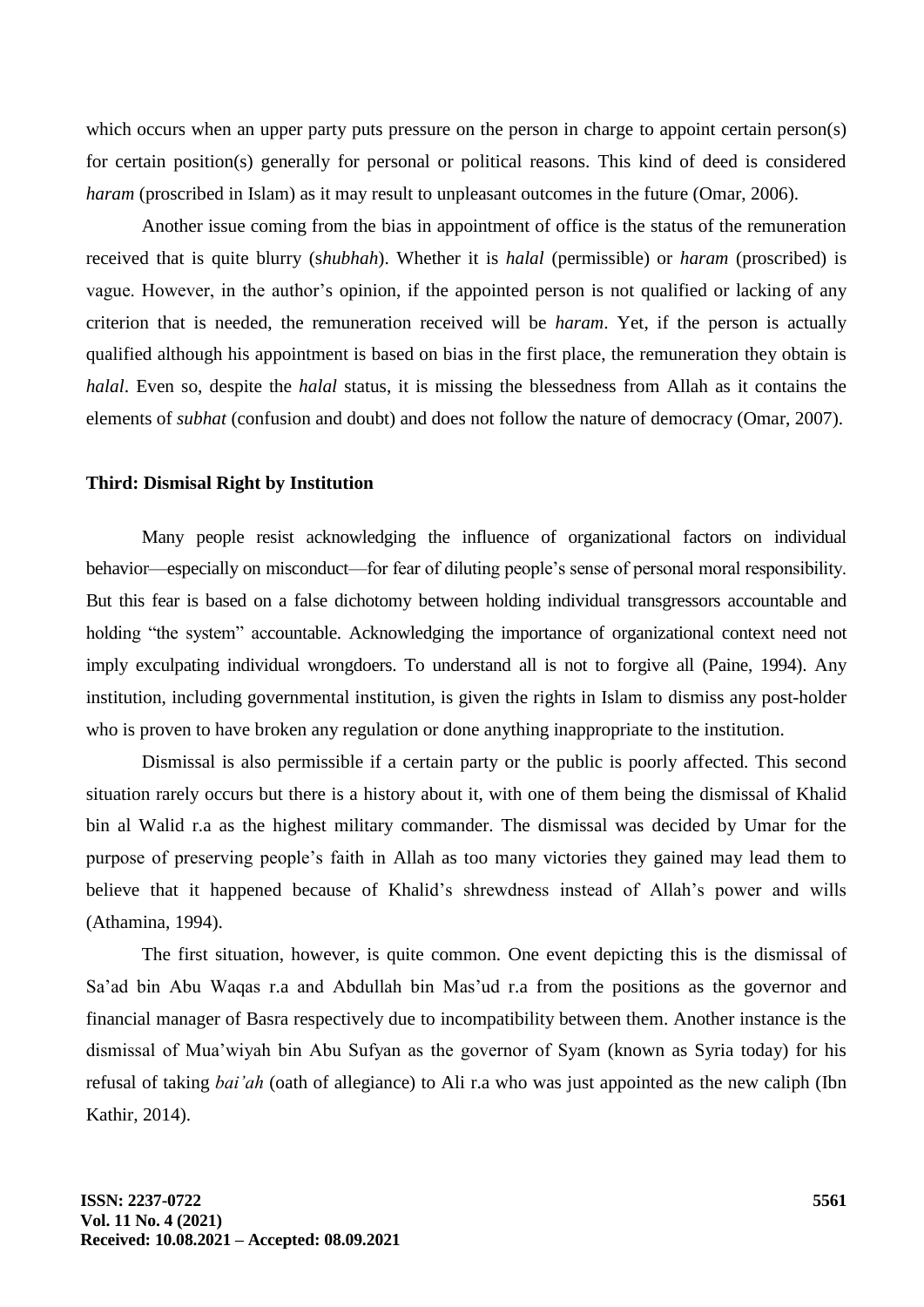which occurs when an upper party puts pressure on the person in charge to appoint certain person(s) for certain position(s) generally for personal or political reasons. This kind of deed is considered *haram* (proscribed in Islam) as it may result to unpleasant outcomes in the future (Omar, 2006).

Another issue coming from the bias in appointment of office is the status of the remuneration received that is quite blurry (*shubhah*). Whether it is *halal* (permissible) or *haram* (proscribed) is vague. However, in the author's opinion, if the appointed person is not qualified or lacking of any criterion that is needed, the remuneration received will be *haram*. Yet, if the person is actually qualified although his appointment is based on bias in the first place, the remuneration they obtain is *halal*. Even so, despite the *halal* status, it is missing the blessedness from Allah as it contains the elements of *subhat* (confusion and doubt) and does not follow the nature of democracy (Omar, 2007).

**Third: Dismisal Right by Institution**

Many people resist acknowledging the influence of organizational factors on individual behavior—especially on misconduct—for fear of diluting people's sense of personal moral responsibility. But this fear is based on a false dichotomy between holding individual transgressors accountable and holding "the system" accountable. Acknowledging the importance of organizational context need not imply exculpating individual wrongdoers. To understand all is not to forgive all (Paine, 1994). Any institution, including governmental institution, is given the rights in Islam to dismiss any post-holder who is proven to have broken any regulation or done anything inappropriate to the institution.

Dismissal is also permissible if a certain party or the public is poorly affected. This second situation rarely occurs but there is a history about it, with one of them being the dismissal of Khalid bin al Walid r.a as the highest military commander. The dismissal was decided by Umar for the purpose of preserving people's faith in Allah as too many victories they gained may lead them to believe that it happened because of Khalid's shrewdness instead of Allah's power and wills (Athamina, 1994).

The first situation, however, is quite common. One event depicting this is the dismissal of Sa'ad bin Abu Waqas r.a and Abdullah bin Mas'ud r.a from the positions as the governor and financial manager of Basra respectively due to incompatibility between them. Another instance is the dismissal of Mua'wiyah bin Abu Sufyan as the governor of Syam (known as Syria today) for his refusal of taking *bai'ah* (oath of allegiance) to Ali r.a who was just appointed as the new caliph (Ibn Kathir, 2014).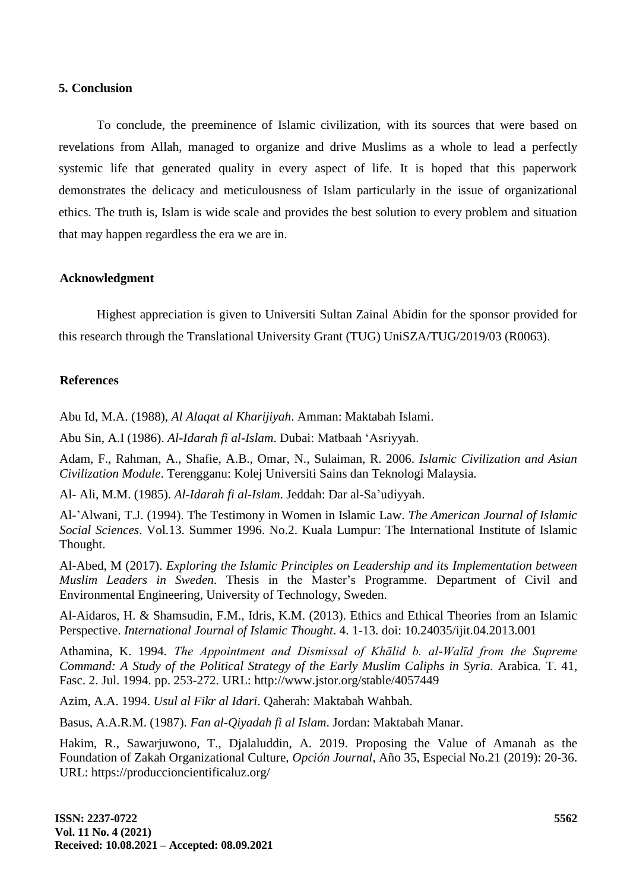## 5. Conclusion

To conclude, the preeminence of Islamic civilization, with its sources that were based on revelations from Allah, managed to organize and drive Muslims as a whole to lead a perfectly systemic life that generated quality in every aspect of life. It is hoped that this paperwork demonstrates the delicacy and meticulousness of Islam particularly in the issue of organizational ethics. The truth is, Islam is wide scale and provides the best solution to every problem and situation that may happen regardless the era we are in.

## Acknowledgment

Highest appreciation is given to Universiti Sultan Zainal Abidin for the sponsor provided for this research through the Translational University Grant (TUG) UniSZA/TUG/2019/03 (R0063).

## References

Abu Id, M.A. (1988), *Al Alaqat al Kharijiyah*. Amman: Maktabah Islami.

Abu Sin, A.I (1986). *Al-Idarah fi al-Islam*. Dubai: Matbaah 'Asriyyah.

Adam, F., Rahman, A., Shafie, A.B., Omar, N., Sulaiman, R. 2006. *Islamic Civilization and Asian Civilization Module*. Terengganu: Kolej Universiti Sains dan Teknologi Malaysia.

Al- Ali, M.M. (1985). *Al-Idarah fi al-Islam*. Jeddah: Dar al-Sa'udiyyah.

Al-'Alwani, T.J. (1994). The Testimony in Women in Islamic Law. *The American Journal of Islamic Social Sciences*. Vol.13. Summer 1996. No.2. Kuala Lumpur: The International Institute of Islamic Thought.

Al-Abed, M (2017). *Exploring the Islamic Principles on Leadership and its Implementation between Muslim Leaders in Sweden*. Thesis in the Master's Programme. Department of Civil and Environmental Engineering, University of Technology, Sweden.

Al-Aidaros, H. & Shamsudin, F.M., Idris, K.M. (2013). Ethics and Ethical Theories from an Islamic Perspective. *International Journal of Islamic Thought*. 4. 1-13. doi: 10.24035/ijit.04.2013.001

Athamina, K. 1994. *The Appointment and Dismissal of Khālid b. al-Walīd from the Supreme Command: A Study of the Political Strategy of the Early Muslim Caliphs in Syria*. Arabica. T. 41, Fasc. 2. Jul. 1994. pp. 253-272. URL: http://www.jstor.org/stable/4057449

Azim, A.A. 1994. *Usul al Fikr al Idari*. Qaherah: Maktabah Wahbah.

Basus, A.A.R.M. (1987). *Fan al-Qiyadah fi al Islam*. Jordan: Maktabah Manar.

Hakim, R., Sawarjuwono, T., Djalaluddin, A. 2019. Proposing the Value of Amanah as the Foundation of Zakah Organizational Culture, *Opción Journal*, Año 35, Especial No.21 (2019): 20-36. URL: https://produccioncientificaluz.org/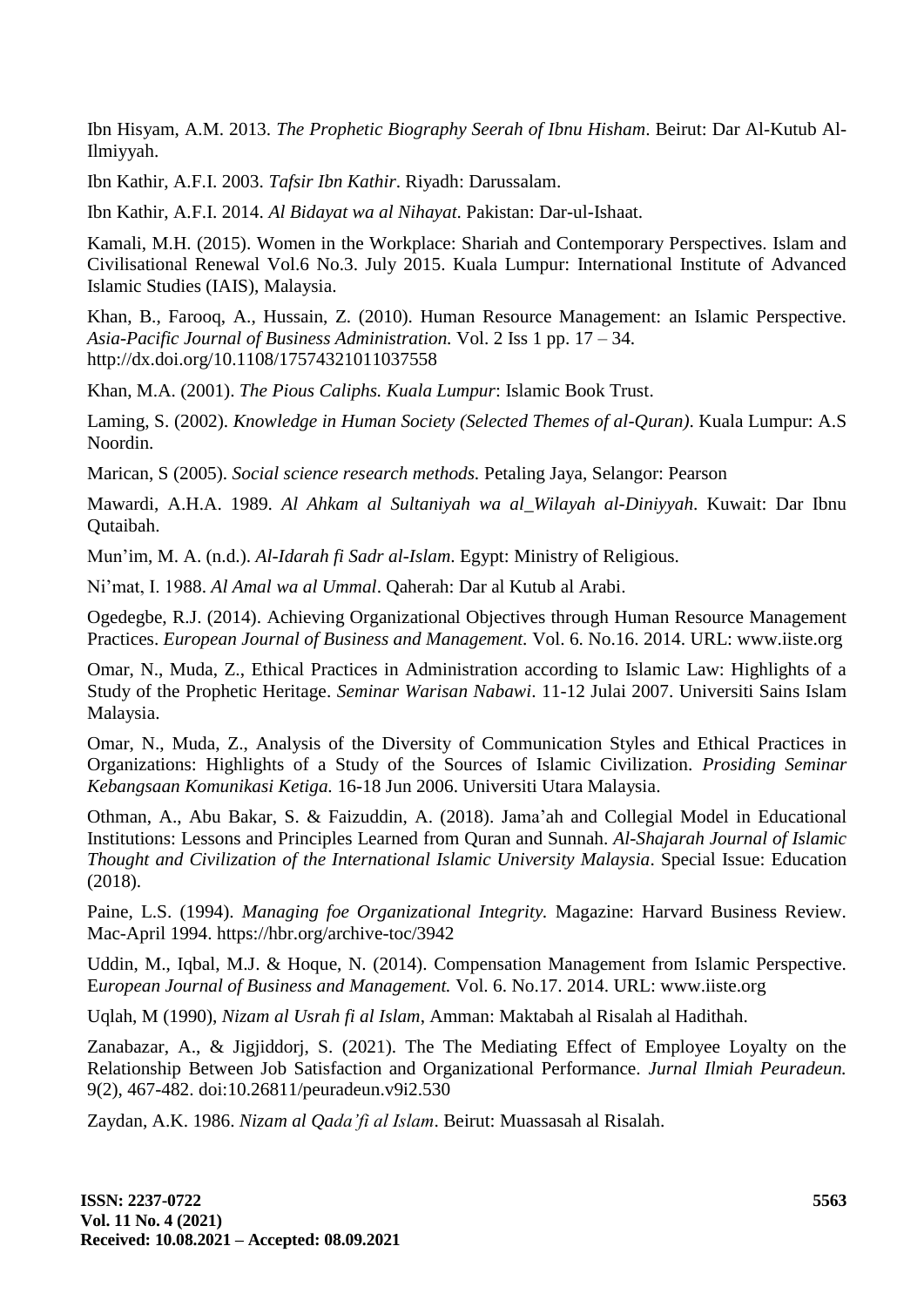Ibn Hisyam, A.M. 2013. *The Prophetic Biography Seerah of Ibnu Hisham*. Beirut: Dar Al-Kutub Al-Ilmiyyah.

Ibn Kathir, A.F.I. 2003. *Tafsir Ibn Kathir*. Riyadh: Darussalam.

Ibn Kathir, A.F.I. 2014. *Al Bidayat wa al Nihayat*. Pakistan: Dar-ul-Ishaat.

Kamali, M.H. (2015). Women in the Workplace: Shariah and Contemporary Perspectives. Islam and Civilisational Renewal Vol.6 No.3. July 2015. Kuala Lumpur: International Institute of Advanced Islamic Studies (IAIS), Malaysia.

Khan, B., Farooq, A., Hussain, Z. (2010). Human Resource Management: an Islamic Perspective. *Asia-Pacific Journal of Business Administration.* Vol. 2 Iss 1 pp. 17 – 34. http://dx.doi.org/10.1108/17574321011037558

Khan, M.A. (2001). *The Pious Caliphs. Kuala Lumpur*: Islamic Book Trust.

Laming, S. (2002). *Knowledge in Human Society (Selected Themes of al-Quran)*. Kuala Lumpur: A.S Noordin.

Marican, S (2005). *Social science research methods.* Petaling Jaya, Selangor: Pearson

Mawardi, A.H.A. 1989. *Al Ahkam al Sultaniyah wa al_Wilayah al-Diniyyah.* Kuwait: Dar Ibnu Qutaibah.

Mun'im, M. A. (n.d.). *Al-Idarah fi Sadr al-Islam*. Egypt: Ministry of Religious.

Ni'mat, I. 1988. *Al Amal wa al Ummal*. Qaherah: Dar al Kutub al Arabi.

Ogedegbe, R.J. (2014). Achieving Organizational Objectives through Human Resource Management Practices. *European Journal of Business and Management.* Vol. 6. No.16. 2014. URL: www.iiste.org

Omar, N., Muda, Z., Ethical Practices in Administration according to Islamic Law: Highlights of a Study of the Prophetic Heritage. *Seminar Warisan Nabawi*. 11-12 Julai 2007. Universiti Sains Islam Malaysia.

Omar, N., Muda, Z., Analysis of the Diversity of Communication Styles and Ethical Practices in Organizations: Highlights of a Study of the Sources of Islamic Civilization. *Prosiding Seminar Kebangsaan Komunikasi Ketiga.* 16-18 Jun 2006. Universiti Utara Malaysia.

Othman, A., Abu Bakar, S. & Faizuddin, A. (2018). Jama'ah and Collegial Model in Educational Institutions: Lessons and Principles Learned from Quran and Sunnah. *Al-Shajarah Journal of Islamic Thought and Civilization of the International Islamic University Malaysia*. Special Issue: Education (2018).

Paine, L.S. (1994). *Managing foe Organizational Integrity.* Magazine: Harvard Business Review. Mac-April 1994. https://hbr.org/archive-toc/3942

Uddin, M., Iqbal, M.J. & Hoque, N. (2014). Compensation Management from Islamic Perspective. E*uropean Journal of Business and Management.* Vol. 6. No.17. 2014. URL: www.iiste.org

Uqlah, M (1990), *Nizam al Usrah fi al Islam*, Amman: Maktabah al Risalah al Hadithah.

Zanabazar, A., & Jigjiddorj, S. (2021). The The Mediating Effect of Employee Loyalty on the Relationship Between Job Satisfaction and Organizational Performance. *Jurnal Ilmiah Peuradeun.* 9(2), 467-482. doi:10.26811/peuradeun.v9i2.530

Zaydan, A.K. 1986. *Nizam al Qada'fi al Islam*. Beirut: Muassasah al Risalah.

**Received: 10.08.2021 – Accepted: 08.09.2021**